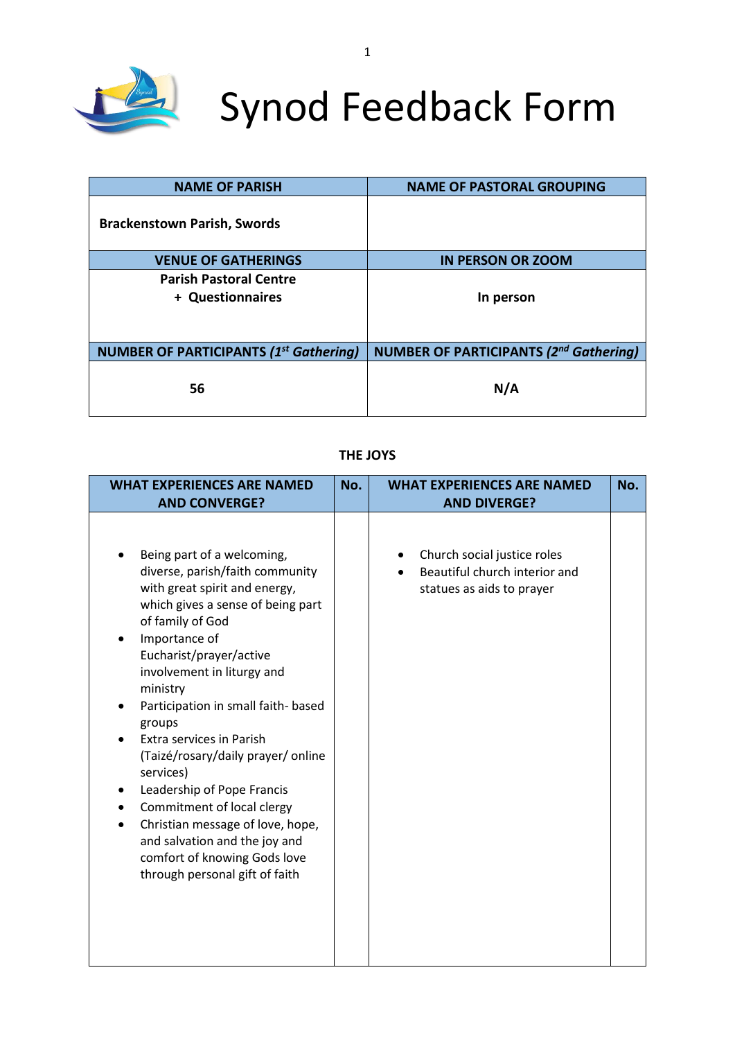# Synod Feedback Form

| NAME OF PARISH | NAME OF PASTORAL GROUPING |
| --- | --- |
| **Brackenstown Parish, Swords** | |
| **VENUE OF GATHERINGS** | **IN PERSON OR ZOOM** |
| **Parish Pastoral Centre + Questionnaires** | **In person** |
| **NUMBER OF PARTICIPANTS (*1st Gathering*)** | **NUMBER OF PARTICIPANTS (*2nd Gathering*)** |
| **56** | **N/A** |

**THE JOYS**

| WHAT EXPERIENCES ARE NAMED AND CONVERGE? | No. | WHAT EXPERIENCES ARE NAMED AND DIVERGE? | No. |
| --- | --- | --- | --- |
| • Being part of a welcoming, diverse, parish/faith community with great spirit and energy, which gives a sense of being part of family of God<br>• Importance of Eucharist/prayer/active involvement in liturgy and ministry<br>• Participation in small faith- based groups<br>• Extra services in Parish (Taizé/rosary/daily prayer/ online services)<br>• Leadership of Pope Francis<br>• Commitment of local clergy<br>• Christian message of love, hope, and salvation and the joy and comfort of knowing Gods love through personal gift of faith | | • Church social justice roles<br>• Beautiful church interior and statues as aids to prayer | |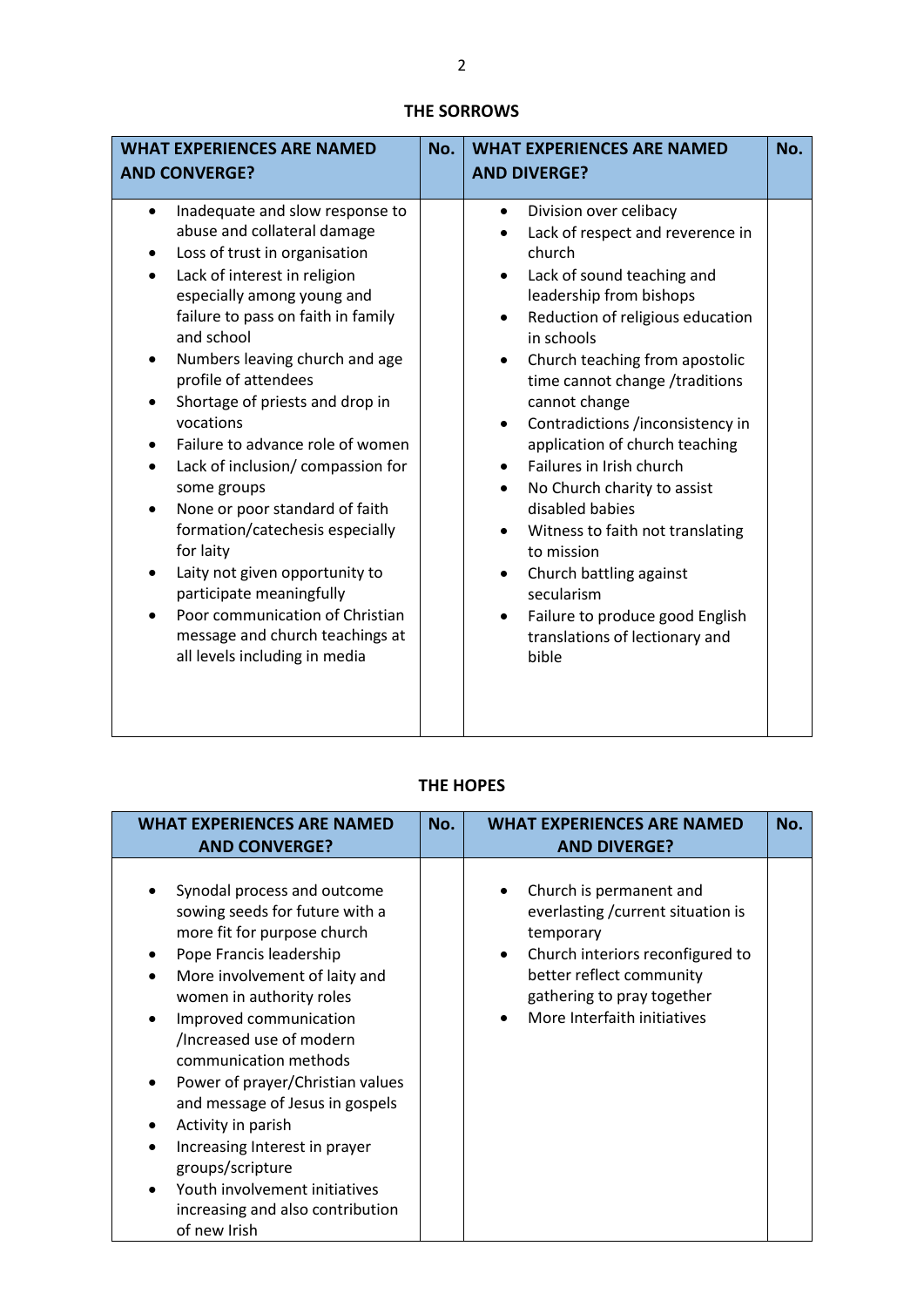## THE SORROWS

| WHAT EXPERIENCES ARE NAMED AND CONVERGE? | No. | WHAT EXPERIENCES ARE NAMED AND DIVERGE? | No. |
|---|---|---|---|
| • Inadequate and slow response to abuse and collateral damage<br>• Loss of trust in organisation<br>• Lack of interest in religion especially among young and failure to pass on faith in family and school<br>• Numbers leaving church and age profile of attendees<br>• Shortage of priests and drop in vocations<br>• Failure to advance role of women<br>• Lack of inclusion/ compassion for some groups<br>• None or poor standard of faith formation/catechesis especially for laity<br>• Laity not given opportunity to participate meaningfully<br>• Poor communication of Christian message and church teachings at all levels including in media | | • Division over celibacy<br>• Lack of respect and reverence in church<br>• Lack of sound teaching and leadership from bishops<br>• Reduction of religious education in schools<br>• Church teaching from apostolic time cannot change /traditions cannot change<br>• Contradictions /inconsistency in application of church teaching<br>• Failures in Irish church<br>• No Church charity to assist disabled babies<br>• Witness to faith not translating to mission<br>• Church battling against secularism<br>• Failure to produce good English translations of lectionary and bible | |

## THE HOPES

| WHAT EXPERIENCES ARE NAMED AND CONVERGE? | No. | WHAT EXPERIENCES ARE NAMED AND DIVERGE? | No. |
|---|---|---|---|
| • Synodal process and outcome sowing seeds for future with a more fit for purpose church<br>• Pope Francis leadership<br>• More involvement of laity and women in authority roles<br>• Improved communication /Increased use of modern communication methods<br>• Power of prayer/Christian values and message of Jesus in gospels<br>• Activity in parish<br>• Increasing Interest in prayer groups/scripture<br>• Youth involvement initiatives increasing and also contribution of new Irish | | • Church is permanent and everlasting /current situation is temporary<br>• Church interiors reconfigured to better reflect community gathering to pray together<br>• More Interfaith initiatives | |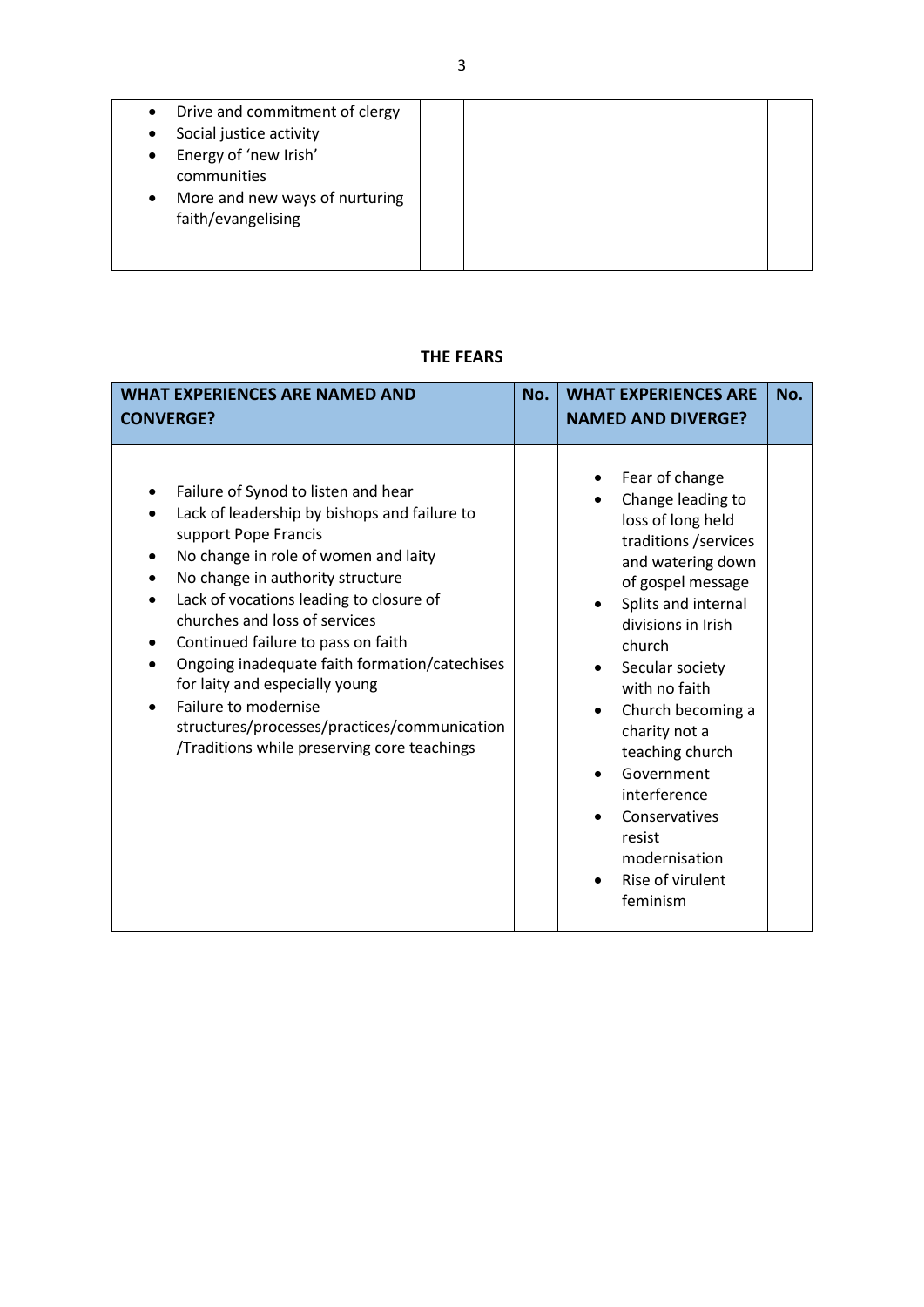| | | | |
|---|---|---|---|
| • Drive and commitment of clergy<br>• Social justice activity<br>• Energy of 'new Irish' communities<br>• More and new ways of nurturing faith/evangelising | | | |

**THE FEARS**

| WHAT EXPERIENCES ARE NAMED AND CONVERGE? | No. | WHAT EXPERIENCES ARE NAMED AND DIVERGE? | No. |
|---|---|---|---|
| • Failure of Synod to listen and hear<br>• Lack of leadership by bishops and failure to support Pope Francis<br>• No change in role of women and laity<br>• No change in authority structure<br>• Lack of vocations leading to closure of churches and loss of services<br>• Continued failure to pass on faith<br>• Ongoing inadequate faith formation/catechises for laity and especially young<br>• Failure to modernise structures/processes/practices/communication /Traditions while preserving core teachings | | • Fear of change<br>• Change leading to loss of long held traditions /services and watering down of gospel message<br>• Splits and internal divisions in Irish church<br>• Secular society with no faith<br>• Church becoming a charity not a teaching church<br>• Government interference<br>• Conservatives resist modernisation<br>• Rise of virulent feminism | |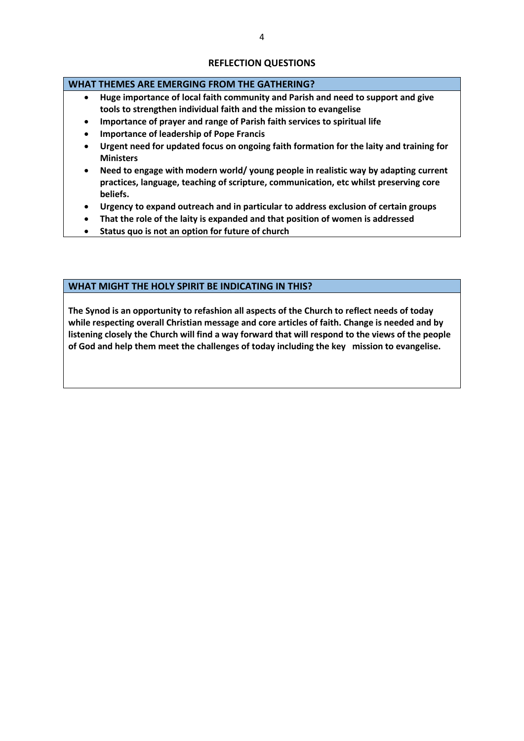## REFLECTION QUESTIONS

### WHAT THEMES ARE EMERGING FROM THE GATHERING?

- **Huge importance of local faith community and Parish and need to support and give tools to strengthen individual faith and the mission to evangelise**
- **Importance of prayer and range of Parish faith services to spiritual life**
- **Importance of leadership of Pope Francis**
- **Urgent need for updated focus on ongoing faith formation for the laity and training for Ministers**
- **Need to engage with modern world/ young people in realistic way by adapting current practices, language, teaching of scripture, communication, etc whilst preserving core beliefs.**
- **Urgency to expand outreach and in particular to address exclusion of certain groups**
- **That the role of the laity is expanded and that position of women is addressed**
- **Status quo is not an option for future of church**

### WHAT MIGHT THE HOLY SPIRIT BE INDICATING IN THIS?

**The Synod is an opportunity to refashion all aspects of the Church to reflect needs of today while respecting overall Christian message and core articles of faith. Change is needed and by listening closely the Church will find a way forward that will respond to the views of the people of God and help them meet the challenges of today including the key mission to evangelise.**